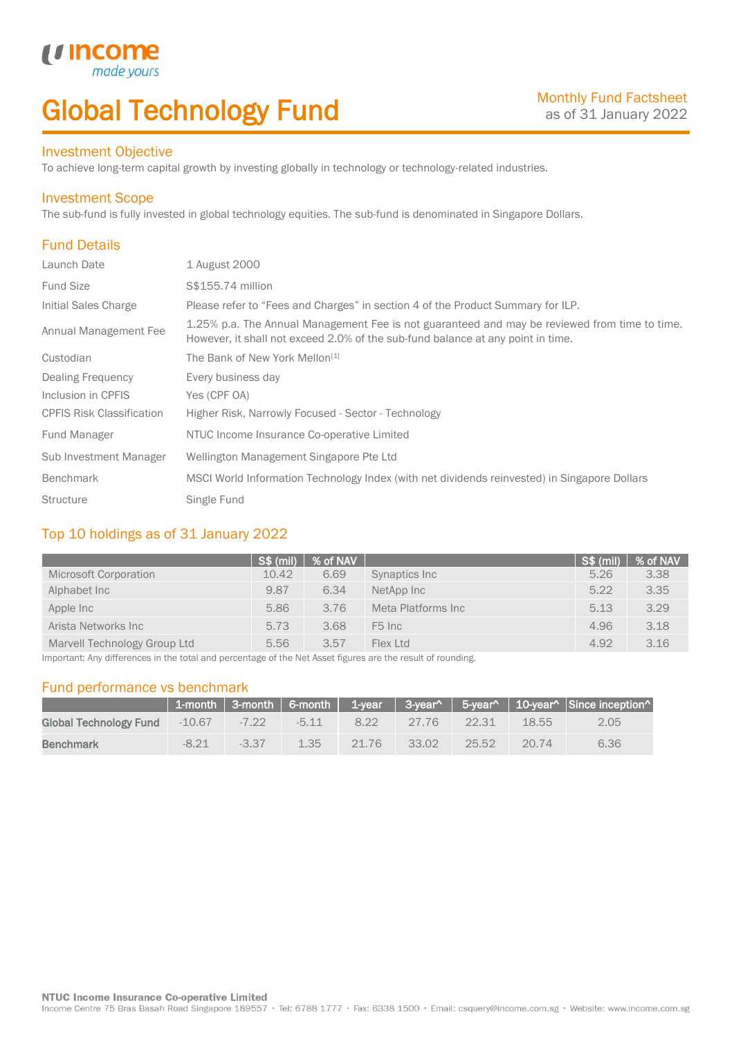# Global Technology Fund

Monthly Fund Factsheet
as of 31 January 2022

## Investment Objective

To achieve long-term capital growth by investing globally in technology or technology-related industries.

## Investment Scope

The sub-fund is fully invested in global technology equities. The sub-fund is denominated in Singapore Dollars.

## Fund Details

| | |
|---|---|
| Launch Date | 1 August 2000 |
| Fund Size | S$155.74 million |
| Initial Sales Charge | Please refer to “Fees and Charges” in section 4 of the Product Summary for ILP. |
| Annual Management Fee | 1.25% p.a. The Annual Management Fee is not guaranteed and may be reviewed from time to time. However, it shall not exceed 2.0% of the sub-fund balance at any point in time. |
| Custodian | The Bank of New York Mellon[1] |
| Dealing Frequency | Every business day |
| Inclusion in CPFIS | Yes (CPF OA) |
| CPFIS Risk Classification | Higher Risk, Narrowly Focused - Sector - Technology |
| Fund Manager | NTUC Income Insurance Co-operative Limited |
| Sub Investment Manager | Wellington Management Singapore Pte Ltd |
| Benchmark | MSCI World Information Technology Index (with net dividends reinvested) in Singapore Dollars |
| Structure | Single Fund |

## Top 10 holdings as of 31 January 2022

| | S$ (mil) | % of NAV | | S$ (mil) | % of NAV |
|---|---|---|---|---|---|
| Microsoft Corporation | 10.42 | 6.69 | Synaptics Inc | 5.26 | 3.38 |
| Alphabet Inc | 9.87 | 6.34 | NetApp Inc | 5.22 | 3.35 |
| Apple Inc | 5.86 | 3.76 | Meta Platforms Inc | 5.13 | 3.29 |
| Arista Networks Inc | 5.73 | 3.68 | F5 Inc | 4.96 | 3.18 |
| Marvell Technology Group Ltd | 5.56 | 3.57 | Flex Ltd | 4.92 | 3.16 |

Important: Any differences in the total and percentage of the Net Asset figures are the result of rounding.

## Fund performance vs benchmark

| | 1-month | 3-month | 6-month | 1-year | 3-year^ | 5-year^ | 10-year^ | Since inception^ |
|---|---|---|---|---|---|---|---|---|
| **Global Technology Fund** | -10.67 | -7.22 | -5.11 | 8.22 | 27.76 | 22.31 | 18.55 | 2.05 |
| **Benchmark** | -8.21 | -3.37 | 1.35 | 21.76 | 33.02 | 25.52 | 20.74 | 6.36 |

**NTUC Income Insurance Co-operative Limited**
Income Centre 75 Bras Basah Road Singapore 189557 • Tel: 6788 1777 • Fax: 6338 1500 • Email: csquery@income.com.sg • Website: www.income.com.sg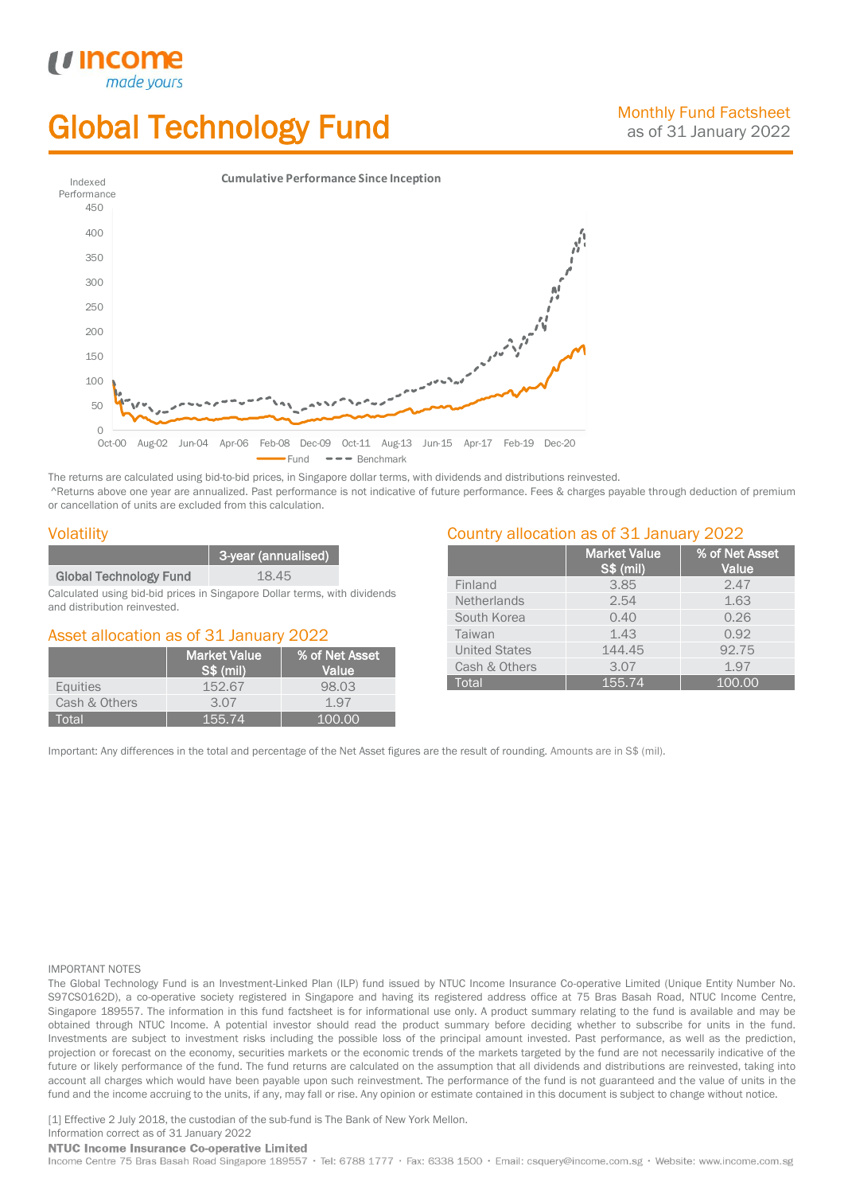# Global Technology Fund

Monthly Fund Factsheet
as of 31 January 2022

Cumulative Performance Since Inception

Indexed Performance

450
400
350
300
250
200
150
100
50
0

Oct-00 Aug-02 Jun-04 Apr-06 Feb-08 Dec-09 Oct-11 Aug-13 Jun-15 Apr-17 Feb-19 Dec-20

Fund — Benchmark

The returns are calculated using bid-to-bid prices, in Singapore dollar terms, with dividends and distributions reinvested.
^Returns above one year are annualized. Past performance is not indicative of future performance. Fees & charges payable through deduction of premium or cancellation of units are excluded from this calculation.

## Volatility

| | 3-year (annualised) |
|---|---|
| Global Technology Fund | 18.45 |

Calculated using bid-bid prices in Singapore Dollar terms, with dividends and distribution reinvested.

## Asset allocation as of 31 January 2022

| | Market Value S$ (mil) | % of Net Asset Value |
|---|---|---|
| Equities | 152.67 | 98.03 |
| Cash & Others | 3.07 | 1.97 |
| Total | 155.74 | 100.00 |

## Country allocation as of 31 January 2022

| | Market Value S$ (mil) | % of Net Asset Value |
|---|---|---|
| Finland | 3.85 | 2.47 |
| Netherlands | 2.54 | 1.63 |
| South Korea | 0.40 | 0.26 |
| Taiwan | 1.43 | 0.92 |
| United States | 144.45 | 92.75 |
| Cash & Others | 3.07 | 1.97 |
| Total | 155.74 | 100.00 |

Important: Any differences in the total and percentage of the Net Asset figures are the result of rounding. Amounts are in S$ (mil).

IMPORTANT NOTES

The Global Technology Fund is an Investment-Linked Plan (ILP) fund issued by NTUC Income Insurance Co-operative Limited (Unique Entity Number No. S97CS0162D), a co-operative society registered in Singapore and having its registered address office at 75 Bras Basah Road, NTUC Income Centre, Singapore 189557. The information in this fund factsheet is for informational use only. A product summary relating to the fund is available and may be obtained through NTUC Income. A potential investor should read the product summary before deciding whether to subscribe for units in the fund. Investments are subject to investment risks including the possible loss of the principal amount invested. Past performance, as well as the prediction, projection or forecast on the economy, securities markets or the economic trends of the markets targeted by the fund are not necessarily indicative of the future or likely performance of the fund. The fund returns are calculated on the assumption that all dividends and distributions are reinvested, taking into account all charges which would have been payable upon such reinvestment. The performance of the fund is not guaranteed and the value of units in the fund and the income accruing to the units, if any, may fall or rise. Any opinion or estimate contained in this document is subject to change without notice.

[1] Effective 2 July 2018, the custodian of the sub-fund is The Bank of New York Mellon.
Information correct as of 31 January 2022

**NTUC Income Insurance Co-operative Limited**
Income Centre 75 Bras Basah Road Singapore 189557 · Tel: 6788 1777 · Fax: 6338 1500 · Email: csquery@income.com.sg · Website: www.income.com.sg